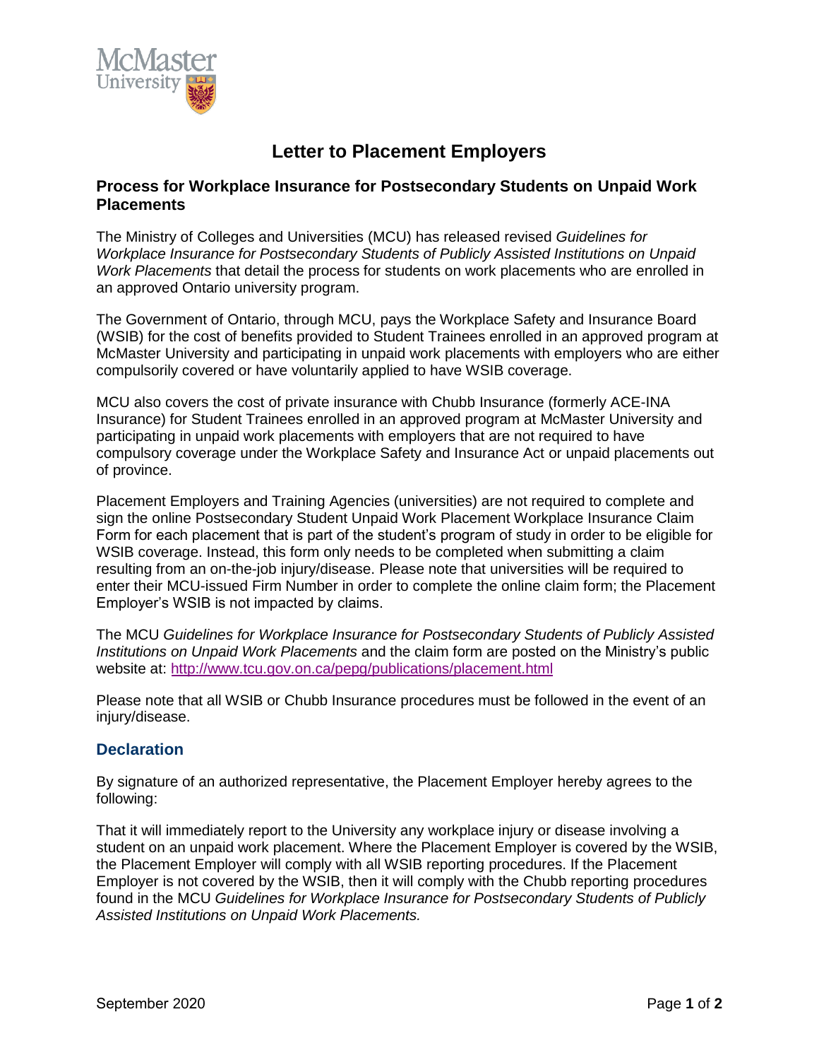# Letter to Placement Employers

## Process for Workplace Insurance for Postsecondary Students on Unpaid Work Placements

The Ministry of Colleges and Universities (MCU) has released revised *Guidelines for Workplace Insurance for Postsecondary Students of Publicly Assisted Institutions on Unpaid Work Placements* that detail the process for students on work placements who are enrolled in an approved Ontario university program.

The Government of Ontario, through MCU, pays the Workplace Safety and Insurance Board (WSIB) for the cost of benefits provided to Student Trainees enrolled in an approved program at McMaster University and participating in unpaid work placements with employers who are either compulsorily covered or have voluntarily applied to have WSIB coverage.

MCU also covers the cost of private insurance with Chubb Insurance (formerly ACE-INA Insurance) for Student Trainees enrolled in an approved program at McMaster University and participating in unpaid work placements with employers that are not required to have compulsory coverage under the Workplace Safety and Insurance Act or unpaid placements out of province.

Placement Employers and Training Agencies (universities) are not required to complete and sign the online Postsecondary Student Unpaid Work Placement Workplace Insurance Claim Form for each placement that is part of the student's program of study in order to be eligible for WSIB coverage. Instead, this form only needs to be completed when submitting a claim resulting from an on-the-job injury/disease. Please note that universities will be required to enter their MCU-issued Firm Number in order to complete the online claim form; the Placement Employer's WSIB is not impacted by claims.

The MCU *Guidelines for Workplace Insurance for Postsecondary Students of Publicly Assisted Institutions on Unpaid Work Placements* and the claim form are posted on the Ministry's public website at: http://www.tcu.gov.on.ca/pepg/publications/placement.html

Please note that all WSIB or Chubb Insurance procedures must be followed in the event of an injury/disease.

### Declaration

By signature of an authorized representative, the Placement Employer hereby agrees to the following:

That it will immediately report to the University any workplace injury or disease involving a student on an unpaid work placement. Where the Placement Employer is covered by the WSIB, the Placement Employer will comply with all WSIB reporting procedures. If the Placement Employer is not covered by the WSIB, then it will comply with the Chubb reporting procedures found in the MCU *Guidelines for Workplace Insurance for Postsecondary Students of Publicly Assisted Institutions on Unpaid Work Placements.*

September 2020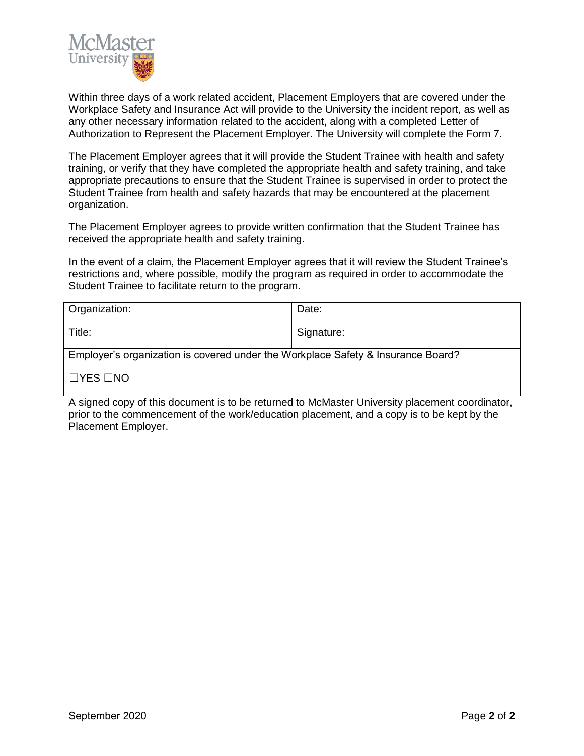Within three days of a work related accident, Placement Employers that are covered under the Workplace Safety and Insurance Act will provide to the University the incident report, as well as any other necessary information related to the accident, along with a completed Letter of Authorization to Represent the Placement Employer. The University will complete the Form 7.

The Placement Employer agrees that it will provide the Student Trainee with health and safety training, or verify that they have completed the appropriate health and safety training, and take appropriate precautions to ensure that the Student Trainee is supervised in order to protect the Student Trainee from health and safety hazards that may be encountered at the placement organization.

The Placement Employer agrees to provide written confirmation that the Student Trainee has received the appropriate health and safety training.

In the event of a claim, the Placement Employer agrees that it will review the Student Trainee's restrictions and, where possible, modify the program as required in order to accommodate the Student Trainee to facilitate return to the program.

| | |
|---|---|
| Organization: | Date: |
| Title: | Signature: |
| Employer's organization is covered under the Workplace Safety & Insurance Board?<br><br>☐YES ☐NO | |

A signed copy of this document is to be returned to McMaster University placement coordinator, prior to the commencement of the work/education placement, and a copy is to be kept by the Placement Employer.

September 2020